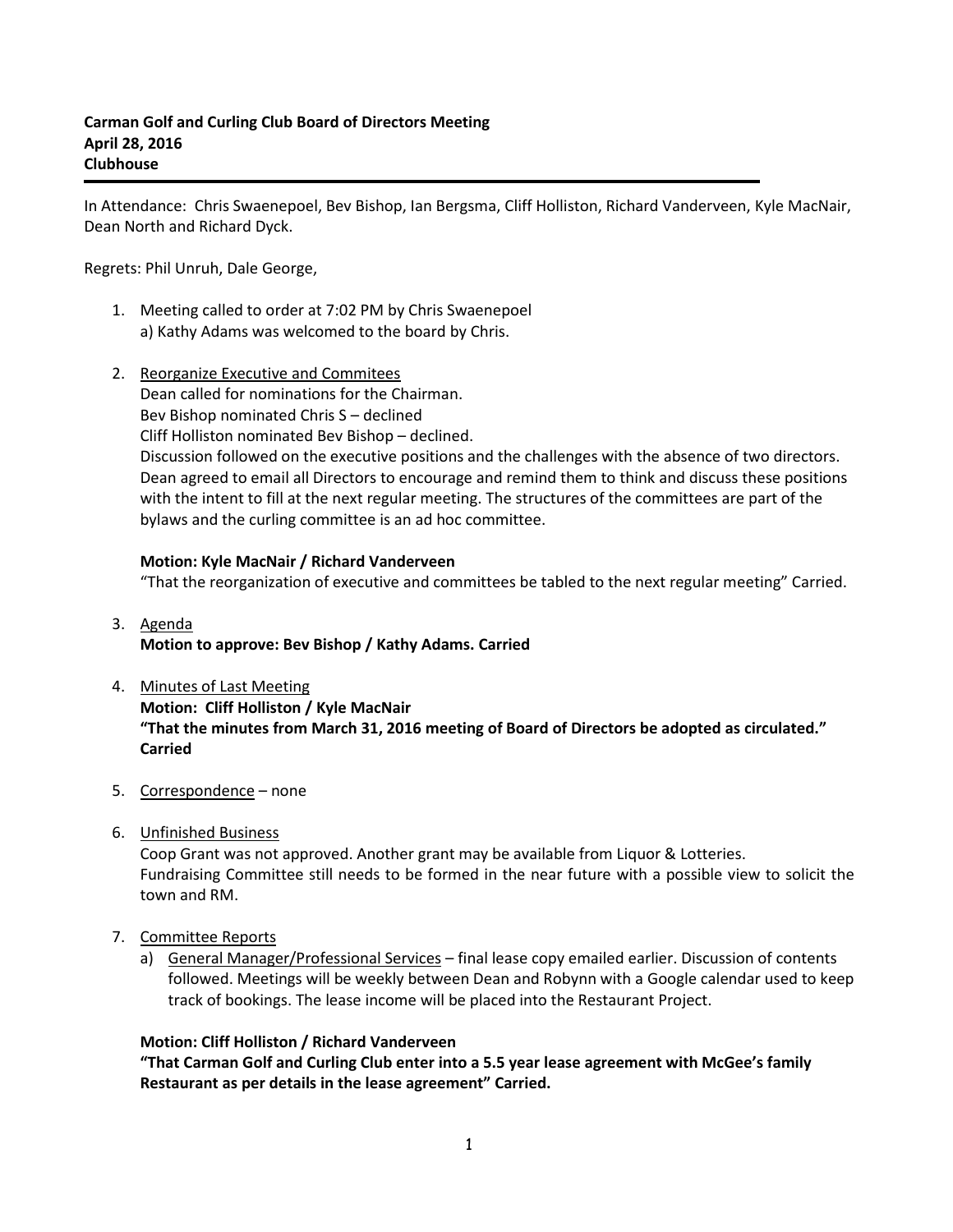**Carman Golf and Curling Club Board of Directors Meeting**
**April 28, 2016**
**Clubhouse**

---

In Attendance: Chris Swaenepoel, Bev Bishop, Ian Bergsma, Cliff Holliston, Richard Vanderveen, Kyle MacNair, Dean North and Richard Dyck.

Regrets: Phil Unruh, Dale George,

1. Meeting called to order at 7:02 PM by Chris Swaenepoel
   a) Kathy Adams was welcomed to the board by Chris.

2. Reorganize Executive and Commitees
   Dean called for nominations for the Chairman.
   Bev Bishop nominated Chris S – declined
   Cliff Holliston nominated Bev Bishop – declined.
   Discussion followed on the executive positions and the challenges with the absence of two directors. Dean agreed to email all Directors to encourage and remind them to think and discuss these positions with the intent to fill at the next regular meeting. The structures of the committees are part of the bylaws and the curling committee is an ad hoc committee.

   **Motion: Kyle MacNair / Richard Vanderveen**
   "That the reorganization of executive and committees be tabled to the next regular meeting" Carried.

3. Agenda
   **Motion to approve: Bev Bishop / Kathy Adams. Carried**

4. Minutes of Last Meeting
   **Motion: Cliff Holliston / Kyle MacNair**
   **"That the minutes from March 31, 2016 meeting of Board of Directors be adopted as circulated." Carried**

5. Correspondence – none

6. Unfinished Business
   Coop Grant was not approved. Another grant may be available from Liquor & Lotteries.
   Fundraising Committee still needs to be formed in the near future with a possible view to solicit the town and RM.

7. Committee Reports
   a) General Manager/Professional Services – final lease copy emailed earlier. Discussion of contents followed. Meetings will be weekly between Dean and Robynn with a Google calendar used to keep track of bookings. The lease income will be placed into the Restaurant Project.

   **Motion: Cliff Holliston / Richard Vanderveen**
   **"That Carman Golf and Curling Club enter into a 5.5 year lease agreement with McGee's family Restaurant as per details in the lease agreement" Carried.**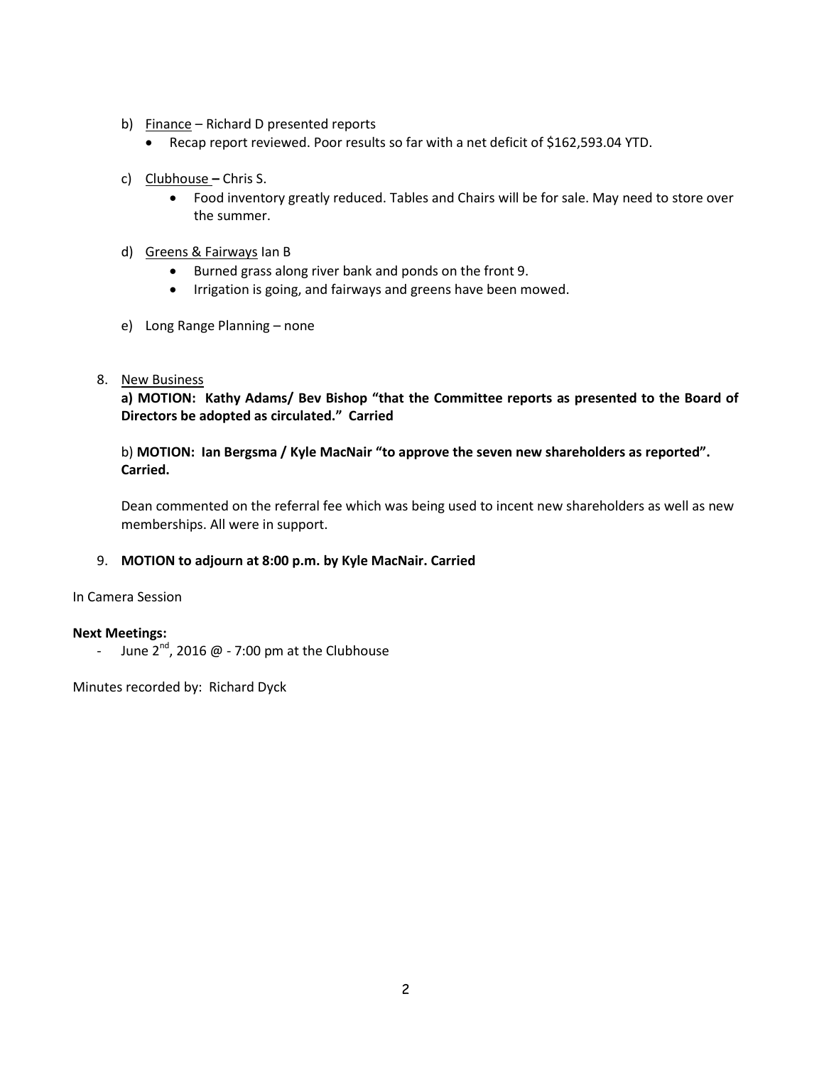b) Finance – Richard D presented reports
   - Recap report reviewed. Poor results so far with a net deficit of $162,593.04 YTD.

c) Clubhouse – Chris S.
   - Food inventory greatly reduced. Tables and Chairs will be for sale. May need to store over the summer.

d) Greens & Fairways Ian B
   - Burned grass along river bank and ponds on the front 9.
   - Irrigation is going, and fairways and greens have been mowed.

e) Long Range Planning – none

8. New Business

   **a) MOTION: Kathy Adams/ Bev Bishop "that the Committee reports as presented to the Board of Directors be adopted as circulated." Carried**

   b) **MOTION: Ian Bergsma / Kyle MacNair "to approve the seven new shareholders as reported". Carried.**

   Dean commented on the referral fee which was being used to incent new shareholders as well as new memberships. All were in support.

9. **MOTION to adjourn at 8:00 p.m. by Kyle MacNair. Carried**

In Camera Session

**Next Meetings:**

- June 2nd, 2016 @ - 7:00 pm at the Clubhouse

Minutes recorded by: Richard Dyck